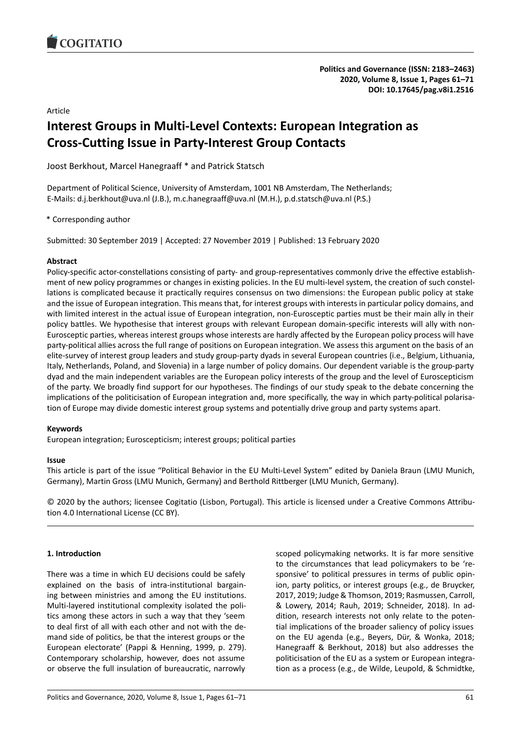Article

# Interest Groups in Multi-Level Contexts: European Integration as Cross-Cutting Issue in Party-Interest Group Contacts

Joost Berkhout, Marcel Hanegraaff * and Patrick Statsch

Department of Political Science, University of Amsterdam, 1001 NB Amsterdam, The Netherlands; E-Mails: d.j.berkhout@uva.nl (J.B.), m.c.hanegraaff@uva.nl (M.H.), p.d.statsch@uva.nl (P.S.)

\* Corresponding author

Submitted: 30 September 2019 | Accepted: 27 November 2019 | Published: 13 February 2020

**Abstract**

Policy-specific actor-constellations consisting of party- and group-representatives commonly drive the effective establishment of new policy programmes or changes in existing policies. In the EU multi-level system, the creation of such constellations is complicated because it practically requires consensus on two dimensions: the European public policy at stake and the issue of European integration. This means that, for interest groups with interests in particular policy domains, and with limited interest in the actual issue of European integration, non-Eurosceptic parties must be their main ally in their policy battles. We hypothesise that interest groups with relevant European domain-specific interests will ally with non-Eurosceptic parties, whereas interest groups whose interests are hardly affected by the European policy process will have party-political allies across the full range of positions on European integration. We assess this argument on the basis of an elite-survey of interest group leaders and study group-party dyads in several European countries (i.e., Belgium, Lithuania, Italy, Netherlands, Poland, and Slovenia) in a large number of policy domains. Our dependent variable is the group-party dyad and the main independent variables are the European policy interests of the group and the level of Euroscepticism of the party. We broadly find support for our hypotheses. The findings of our study speak to the debate concerning the implications of the politicisation of European integration and, more specifically, the way in which party-political polarisation of Europe may divide domestic interest group systems and potentially drive group and party systems apart.

**Keywords**

European integration; Euroscepticism; interest groups; political parties

**Issue**

This article is part of the issue "Political Behavior in the EU Multi-Level System" edited by Daniela Braun (LMU Munich, Germany), Martin Gross (LMU Munich, Germany) and Berthold Rittberger (LMU Munich, Germany).

© 2020 by the authors; licensee Cogitatio (Lisbon, Portugal). This article is licensed under a Creative Commons Attribution 4.0 International License (CC BY).

## 1. Introduction

There was a time in which EU decisions could be safely explained on the basis of intra-institutional bargaining between ministries and among the EU institutions. Multi-layered institutional complexity isolated the politics among these actors in such a way that they 'seem to deal first of all with each other and not with the demand side of politics, be that the interest groups or the European electorate' (Pappi & Henning, 1999, p. 279). Contemporary scholarship, however, does not assume or observe the full insulation of bureaucratic, narrowly scoped policymaking networks. It is far more sensitive to the circumstances that lead policymakers to be 'responsive' to political pressures in terms of public opinion, party politics, or interest groups (e.g., de Bruycker, 2017, 2019; Judge & Thomson, 2019; Rasmussen, Carroll, & Lowery, 2014; Rauh, 2019; Schneider, 2018). In addition, research interests not only relate to the potential implications of the broader saliency of policy issues on the EU agenda (e.g., Beyers, Dür, & Wonka, 2018; Hanegraaff & Berkhout, 2018) but also addresses the politicisation of the EU as a system or European integration as a process (e.g., de Wilde, Leupold, & Schmidtke,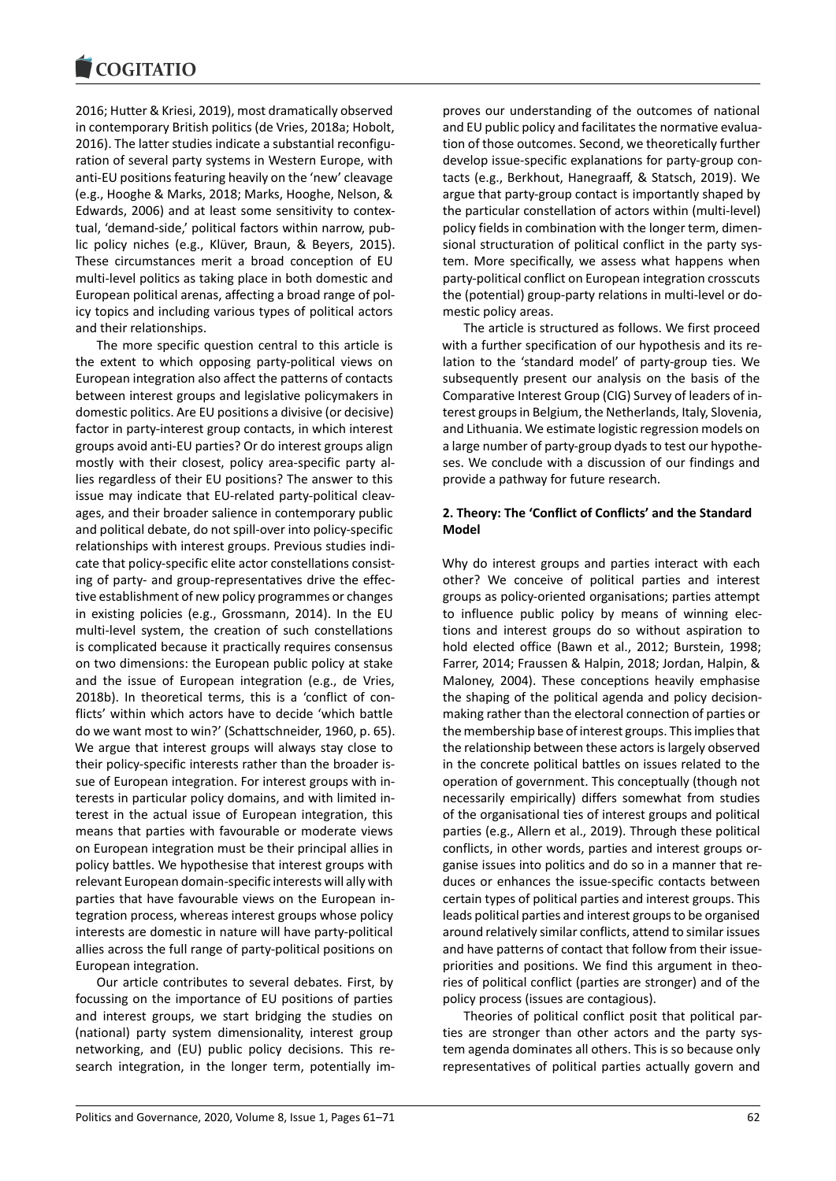2016; Hutter & Kriesi, 2019), most dramatically observed in contemporary British politics (de Vries, 2018a; Hobolt, 2016). The latter studies indicate a substantial reconfiguration of several party systems in Western Europe, with anti-EU positions featuring heavily on the 'new' cleavage (e.g., Hooghe & Marks, 2018; Marks, Hooghe, Nelson, & Edwards, 2006) and at least some sensitivity to contextual, 'demand-side,' political factors within narrow, public policy niches (e.g., Klüver, Braun, & Beyers, 2015). These circumstances merit a broad conception of EU multi-level politics as taking place in both domestic and European political arenas, affecting a broad range of policy topics and including various types of political actors and their relationships.

The more specific question central to this article is the extent to which opposing party-political views on European integration also affect the patterns of contacts between interest groups and legislative policymakers in domestic politics. Are EU positions a divisive (or decisive) factor in party-interest group contacts, in which interest groups avoid anti-EU parties? Or do interest groups align mostly with their closest, policy area-specific party allies regardless of their EU positions? The answer to this issue may indicate that EU-related party-political cleavages, and their broader salience in contemporary public and political debate, do not spill-over into policy-specific relationships with interest groups. Previous studies indicate that policy-specific elite actor constellations consisting of party- and group-representatives drive the effective establishment of new policy programmes or changes in existing policies (e.g., Grossmann, 2014). In the EU multi-level system, the creation of such constellations is complicated because it practically requires consensus on two dimensions: the European public policy at stake and the issue of European integration (e.g., de Vries, 2018b). In theoretical terms, this is a 'conflict of conflicts' within which actors have to decide 'which battle do we want most to win?' (Schattschneider, 1960, p. 65). We argue that interest groups will always stay close to their policy-specific interests rather than the broader issue of European integration. For interest groups with interests in particular policy domains, and with limited interest in the actual issue of European integration, this means that parties with favourable or moderate views on European integration must be their principal allies in policy battles. We hypothesise that interest groups with relevant European domain-specific interests will ally with parties that have favourable views on the European integration process, whereas interest groups whose policy interests are domestic in nature will have party-political allies across the full range of party-political positions on European integration.

Our article contributes to several debates. First, by focussing on the importance of EU positions of parties and interest groups, we start bridging the studies on (national) party system dimensionality, interest group networking, and (EU) public policy decisions. This research integration, in the longer term, potentially improves our understanding of the outcomes of national and EU public policy and facilitates the normative evaluation of those outcomes. Second, we theoretically further develop issue-specific explanations for party-group contacts (e.g., Berkhout, Hanegraaff, & Statsch, 2019). We argue that party-group contact is importantly shaped by the particular constellation of actors within (multi-level) policy fields in combination with the longer term, dimensional structuration of political conflict in the party system. More specifically, we assess what happens when party-political conflict on European integration crosscuts the (potential) group-party relations in multi-level or domestic policy areas.

The article is structured as follows. We first proceed with a further specification of our hypothesis and its relation to the 'standard model' of party-group ties. We subsequently present our analysis on the basis of the Comparative Interest Group (CIG) Survey of leaders of interest groups in Belgium, the Netherlands, Italy, Slovenia, and Lithuania. We estimate logistic regression models on a large number of party-group dyads to test our hypotheses. We conclude with a discussion of our findings and provide a pathway for future research.

## 2. Theory: The 'Conflict of Conflicts' and the Standard Model

Why do interest groups and parties interact with each other? We conceive of political parties and interest groups as policy-oriented organisations; parties attempt to influence public policy by means of winning elections and interest groups do so without aspiration to hold elected office (Bawn et al., 2012; Burstein, 1998; Farrer, 2014; Fraussen & Halpin, 2018; Jordan, Halpin, & Maloney, 2004). These conceptions heavily emphasise the shaping of the political agenda and policy decision-making rather than the electoral connection of parties or the membership base of interest groups. This implies that the relationship between these actors is largely observed in the concrete political battles on issues related to the operation of government. This conceptually (though not necessarily empirically) differs somewhat from studies of the organisational ties of interest groups and political parties (e.g., Allern et al., 2019). Through these political conflicts, in other words, parties and interest groups organise issues into politics and do so in a manner that reduces or enhances the issue-specific contacts between certain types of political parties and interest groups. This leads political parties and interest groups to be organised around relatively similar conflicts, attend to similar issues and have patterns of contact that follow from their issue-priorities and positions. We find this argument in theories of political conflict (parties are stronger) and of the policy process (issues are contagious).

Theories of political conflict posit that political parties are stronger than other actors and the party system agenda dominates all others. This is so because only representatives of political parties actually govern and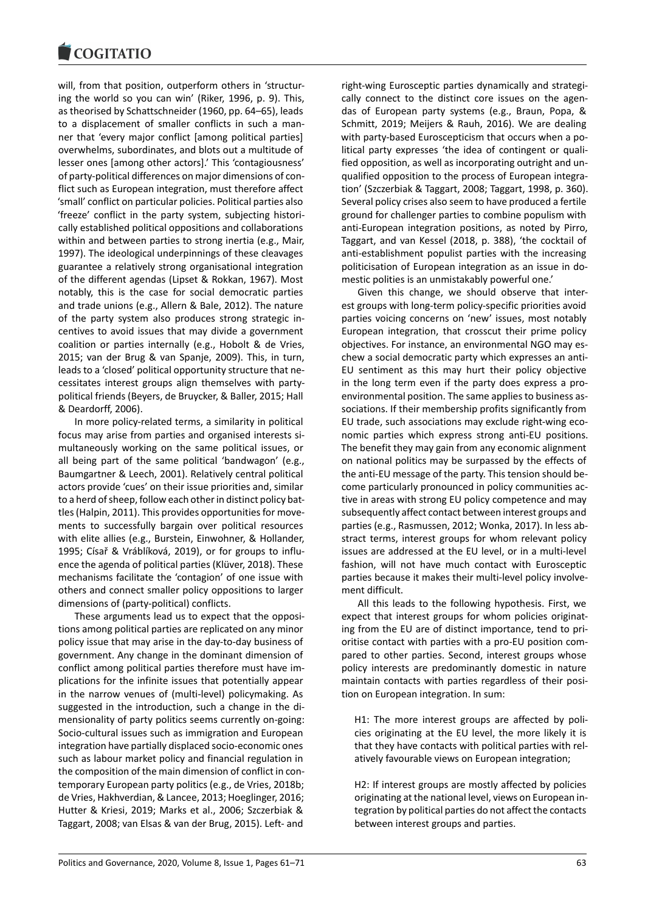will, from that position, outperform others in 'structuring the world so you can win' (Riker, 1996, p. 9). This, as theorised by Schattschneider (1960, pp. 64–65), leads to a displacement of smaller conflicts in such a manner that 'every major conflict [among political parties] overwhelms, subordinates, and blots out a multitude of lesser ones [among other actors].' This 'contagiousness' of party-political differences on major dimensions of conflict such as European integration, must therefore affect 'small' conflict on particular policies. Political parties also 'freeze' conflict in the party system, subjecting historically established political oppositions and collaborations within and between parties to strong inertia (e.g., Mair, 1997). The ideological underpinnings of these cleavages guarantee a relatively strong organisational integration of the different agendas (Lipset & Rokkan, 1967). Most notably, this is the case for social democratic parties and trade unions (e.g., Allern & Bale, 2012). The nature of the party system also produces strong strategic incentives to avoid issues that may divide a government coalition or parties internally (e.g., Hobolt & de Vries, 2015; van der Brug & van Spanje, 2009). This, in turn, leads to a 'closed' political opportunity structure that necessitates interest groups align themselves with party-political friends (Beyers, de Bruycker, & Baller, 2015; Hall & Deardorff, 2006).

In more policy-related terms, a similarity in political focus may arise from parties and organised interests simultaneously working on the same political issues, or all being part of the same political 'bandwagon' (e.g., Baumgartner & Leech, 2001). Relatively central political actors provide 'cues' on their issue priorities and, similar to a herd of sheep, follow each other in distinct policy battles (Halpin, 2011). This provides opportunities for movements to successfully bargain over political resources with elite allies (e.g., Burstein, Einwohner, & Hollander, 1995; Císař & Vráblíková, 2019), or for groups to influence the agenda of political parties (Klüver, 2018). These mechanisms facilitate the 'contagion' of one issue with others and connect smaller policy oppositions to larger dimensions of (party-political) conflicts.

These arguments lead us to expect that the oppositions among political parties are replicated on any minor policy issue that may arise in the day-to-day business of government. Any change in the dominant dimension of conflict among political parties therefore must have implications for the infinite issues that potentially appear in the narrow venues of (multi-level) policymaking. As suggested in the introduction, such a change in the dimensionality of party politics seems currently on-going: Socio-cultural issues such as immigration and European integration have partially displaced socio-economic ones such as labour market policy and financial regulation in the composition of the main dimension of conflict in contemporary European party politics (e.g., de Vries, 2018b; de Vries, Hakhverdian, & Lancee, 2013; Hoeglinger, 2016; Hutter & Kriesi, 2019; Marks et al., 2006; Szczerbiak & Taggart, 2008; van Elsas & van der Brug, 2015). Left- and right-wing Eurosceptic parties dynamically and strategically connect to the distinct core issues on the agendas of European party systems (e.g., Braun, Popa, & Schmitt, 2019; Meijers & Rauh, 2016). We are dealing with party-based Euroscepticism that occurs when a political party expresses 'the idea of contingent or qualified opposition, as well as incorporating outright and unqualified opposition to the process of European integration' (Szczerbiak & Taggart, 2008; Taggart, 1998, p. 360). Several policy crises also seem to have produced a fertile ground for challenger parties to combine populism with anti-European integration positions, as noted by Pirro, Taggart, and van Kessel (2018, p. 388), 'the cocktail of anti-establishment populist parties with the increasing politicisation of European integration as an issue in domestic polities is an unmistakably powerful one.'

Given this change, we should observe that interest groups with long-term policy-specific priorities avoid parties voicing concerns on 'new' issues, most notably European integration, that crosscut their prime policy objectives. For instance, an environmental NGO may eschew a social democratic party which expresses an anti-EU sentiment as this may hurt their policy objective in the long term even if the party does express a pro-environmental position. The same applies to business associations. If their membership profits significantly from EU trade, such associations may exclude right-wing economic parties which express strong anti-EU positions. The benefit they may gain from any economic alignment on national politics may be surpassed by the effects of the anti-EU message of the party. This tension should become particularly pronounced in policy communities active in areas with strong EU policy competence and may subsequently affect contact between interest groups and parties (e.g., Rasmussen, 2012; Wonka, 2017). In less abstract terms, interest groups for whom relevant policy issues are addressed at the EU level, or in a multi-level fashion, will not have much contact with Eurosceptic parties because it makes their multi-level policy involvement difficult.

All this leads to the following hypothesis. First, we expect that interest groups for whom policies originating from the EU are of distinct importance, tend to prioritise contact with parties with a pro-EU position compared to other parties. Second, interest groups whose policy interests are predominantly domestic in nature maintain contacts with parties regardless of their position on European integration. In sum:

> H1: The more interest groups are affected by policies originating at the EU level, the more likely it is that they have contacts with political parties with relatively favourable views on European integration;

> H2: If interest groups are mostly affected by policies originating at the national level, views on European integration by political parties do not affect the contacts between interest groups and parties.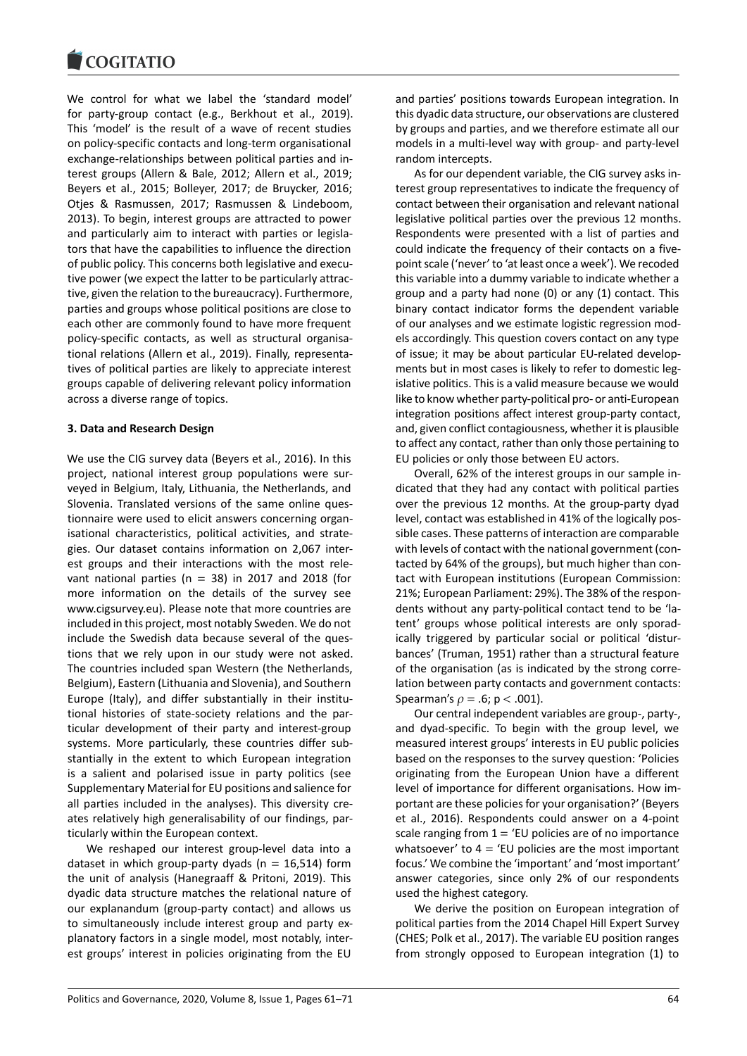We control for what we label the 'standard model' for party-group contact (e.g., Berkhout et al., 2019). This 'model' is the result of a wave of recent studies on policy-specific contacts and long-term organisational exchange-relationships between political parties and interest groups (Allern & Bale, 2012; Allern et al., 2019; Beyers et al., 2015; Bolleyer, 2017; de Bruycker, 2016; Otjes & Rasmussen, 2017; Rasmussen & Lindeboom, 2013). To begin, interest groups are attracted to power and particularly aim to interact with parties or legislators that have the capabilities to influence the direction of public policy. This concerns both legislative and executive power (we expect the latter to be particularly attractive, given the relation to the bureaucracy). Furthermore, parties and groups whose political positions are close to each other are commonly found to have more frequent policy-specific contacts, as well as structural organisational relations (Allern et al., 2019). Finally, representatives of political parties are likely to appreciate interest groups capable of delivering relevant policy information across a diverse range of topics.

## 3. Data and Research Design

We use the CIG survey data (Beyers et al., 2016). In this project, national interest group populations were surveyed in Belgium, Italy, Lithuania, the Netherlands, and Slovenia. Translated versions of the same online questionnaire were used to elicit answers concerning organisational characteristics, political activities, and strategies. Our dataset contains information on 2,067 interest groups and their interactions with the most relevant national parties (n = 38) in 2017 and 2018 (for more information on the details of the survey see www.cigsurvey.eu). Please note that more countries are included in this project, most notably Sweden. We do not include the Swedish data because several of the questions that we rely upon in our study were not asked. The countries included span Western (the Netherlands, Belgium), Eastern (Lithuania and Slovenia), and Southern Europe (Italy), and differ substantially in their institutional histories of state-society relations and the particular development of their party and interest-group systems. More particularly, these countries differ substantially in the extent to which European integration is a salient and polarised issue in party politics (see Supplementary Material for EU positions and salience for all parties included in the analyses). This diversity creates relatively high generalisability of our findings, particularly within the European context.

We reshaped our interest group-level data into a dataset in which group-party dyads (n = 16,514) form the unit of analysis (Hanegraaff & Pritoni, 2019). This dyadic data structure matches the relational nature of our explanandum (group-party contact) and allows us to simultaneously include interest group and party explanatory factors in a single model, most notably, interest groups' interest in policies originating from the EU and parties' positions towards European integration. In this dyadic data structure, our observations are clustered by groups and parties, and we therefore estimate all our models in a multi-level way with group- and party-level random intercepts.

As for our dependent variable, the CIG survey asks interest group representatives to indicate the frequency of contact between their organisation and relevant national legislative political parties over the previous 12 months. Respondents were presented with a list of parties and could indicate the frequency of their contacts on a five-point scale ('never' to 'at least once a week'). We recoded this variable into a dummy variable to indicate whether a group and a party had none (0) or any (1) contact. This binary contact indicator forms the dependent variable of our analyses and we estimate logistic regression models accordingly. This question covers contact on any type of issue; it may be about particular EU-related developments but in most cases is likely to refer to domestic legislative politics. This is a valid measure because we would like to know whether party-political pro- or anti-European integration positions affect interest group-party contact, and, given conflict contagiousness, whether it is plausible to affect any contact, rather than only those pertaining to EU policies or only those between EU actors.

Overall, 62% of the interest groups in our sample indicated that they had any contact with political parties over the previous 12 months. At the group-party dyad level, contact was established in 41% of the logically possible cases. These patterns of interaction are comparable with levels of contact with the national government (contacted by 64% of the groups), but much higher than contact with European institutions (European Commission: 21%; European Parliament: 29%). The 38% of the respondents without any party-political contact tend to be 'latent' groups whose political interests are only sporadically triggered by particular social or political 'disturbances' (Truman, 1951) rather than a structural feature of the organisation (as is indicated by the strong correlation between party contacts and government contacts: Spearman's $\rho = .6$; $p < .001$).

Our central independent variables are group-, party-, and dyad-specific. To begin with the group level, we measured interest groups' interests in EU public policies based on the responses to the survey question: 'Policies originating from the European Union have a different level of importance for different organisations. How important are these policies for your organisation?' (Beyers et al., 2016). Respondents could answer on a 4-point scale ranging from 1 = 'EU policies are of no importance whatsoever' to 4 = 'EU policies are the most important focus.' We combine the 'important' and 'most important' answer categories, since only 2% of our respondents used the highest category.

We derive the position on European integration of political parties from the 2014 Chapel Hill Expert Survey (CHES; Polk et al., 2017). The variable EU position ranges from strongly opposed to European integration (1) to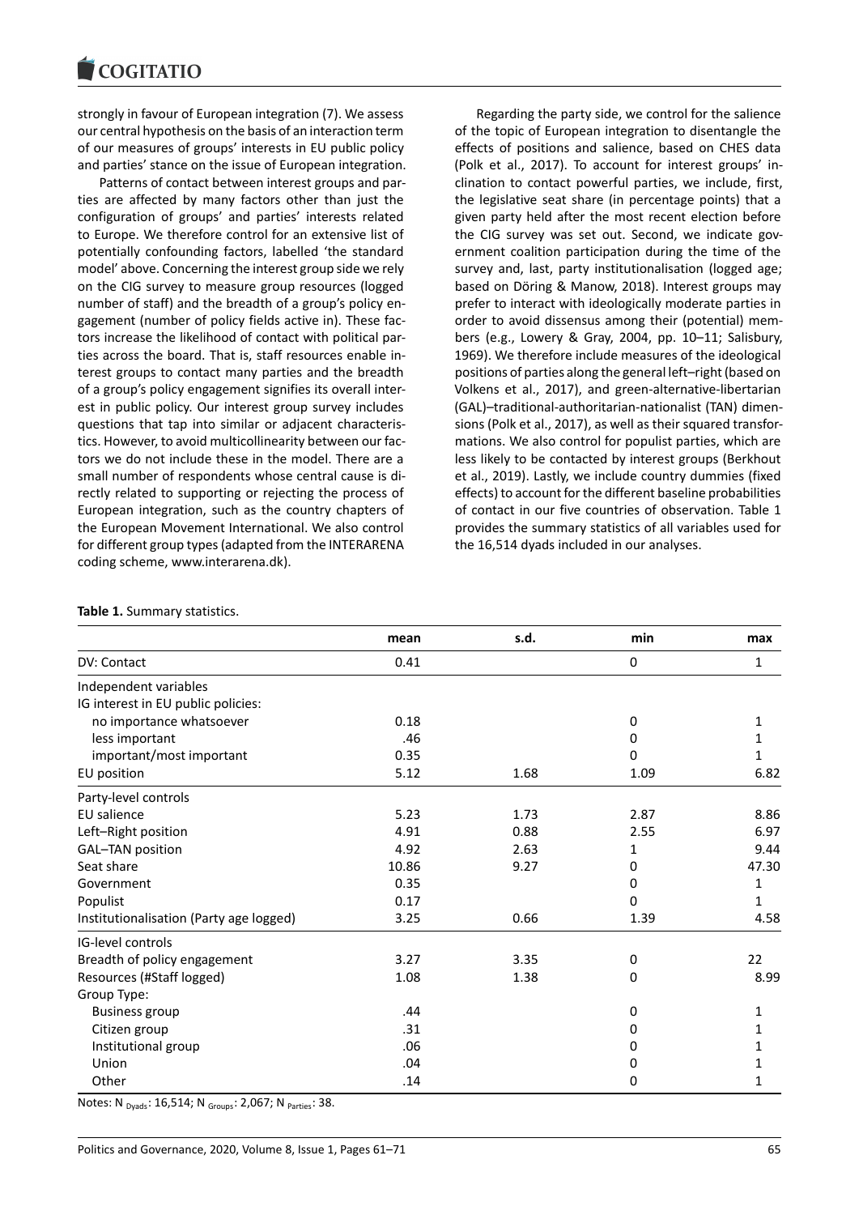strongly in favour of European integration (7). We assess our central hypothesis on the basis of an interaction term of our measures of groups' interests in EU public policy and parties' stance on the issue of European integration.

Patterns of contact between interest groups and parties are affected by many factors other than just the configuration of groups' and parties' interests related to Europe. We therefore control for an extensive list of potentially confounding factors, labelled 'the standard model' above. Concerning the interest group side we rely on the CIG survey to measure group resources (logged number of staff) and the breadth of a group's policy engagement (number of policy fields active in). These factors increase the likelihood of contact with political parties across the board. That is, staff resources enable interest groups to contact many parties and the breadth of a group's policy engagement signifies its overall interest in public policy. Our interest group survey includes questions that tap into similar or adjacent characteristics. However, to avoid multicollinearity between our factors we do not include these in the model. There are a small number of respondents whose central cause is directly related to supporting or rejecting the process of European integration, such as the country chapters of the European Movement International. We also control for different group types (adapted from the INTERARENA coding scheme, www.interarena.dk).

Regarding the party side, we control for the salience of the topic of European integration to disentangle the effects of positions and salience, based on CHES data (Polk et al., 2017). To account for interest groups' inclination to contact powerful parties, we include, first, the legislative seat share (in percentage points) that a given party held after the most recent election before the CIG survey was set out. Second, we indicate government coalition participation during the time of the survey and, last, party institutionalisation (logged age; based on Döring & Manow, 2018). Interest groups may prefer to interact with ideologically moderate parties in order to avoid dissensus among their (potential) members (e.g., Lowery & Gray, 2004, pp. 10–11; Salisbury, 1969). We therefore include measures of the ideological positions of parties along the general left–right (based on Volkens et al., 2017), and green-alternative-libertarian (GAL)–traditional-authoritarian-nationalist (TAN) dimensions (Polk et al., 2017), as well as their squared transformations. We also control for populist parties, which are less likely to be contacted by interest groups (Berkhout et al., 2019). Lastly, we include country dummies (fixed effects) to account for the different baseline probabilities of contact in our five countries of observation. Table 1 provides the summary statistics of all variables used for the 16,514 dyads included in our analyses.

**Table 1.** Summary statistics.

| | mean | s.d. | min | max |
|---|---|---|---|---|
| DV: Contact | 0.41 | | 0 | 1 |
| Independent variables | | | | |
| IG interest in EU public policies: | | | | |
| no importance whatsoever | 0.18 | | 0 | 1 |
| less important | .46 | | 0 | 1 |
| important/most important | 0.35 | | 0 | 1 |
| EU position | 5.12 | 1.68 | 1.09 | 6.82 |
| Party-level controls | | | | |
| EU salience | 5.23 | 1.73 | 2.87 | 8.86 |
| Left–Right position | 4.91 | 0.88 | 2.55 | 6.97 |
| GAL–TAN position | 4.92 | 2.63 | 1 | 9.44 |
| Seat share | 10.86 | 9.27 | 0 | 47.30 |
| Government | 0.35 | | 0 | 1 |
| Populist | 0.17 | | 0 | 1 |
| Institutionalisation (Party age logged) | 3.25 | 0.66 | 1.39 | 4.58 |
| IG-level controls | | | | |
| Breadth of policy engagement | 3.27 | 3.35 | 0 | 22 |
| Resources (#Staff logged) | 1.08 | 1.38 | 0 | 8.99 |
| Group Type: | | | | |
| Business group | .44 | | 0 | 1 |
| Citizen group | .31 | | 0 | 1 |
| Institutional group | .06 | | 0 | 1 |
| Union | .04 | | 0 | 1 |
| Other | .14 | | 0 | 1 |

Notes: $N_{Dyads}$: 16,514; $N_{Groups}$: 2,067; $N_{Parties}$: 38.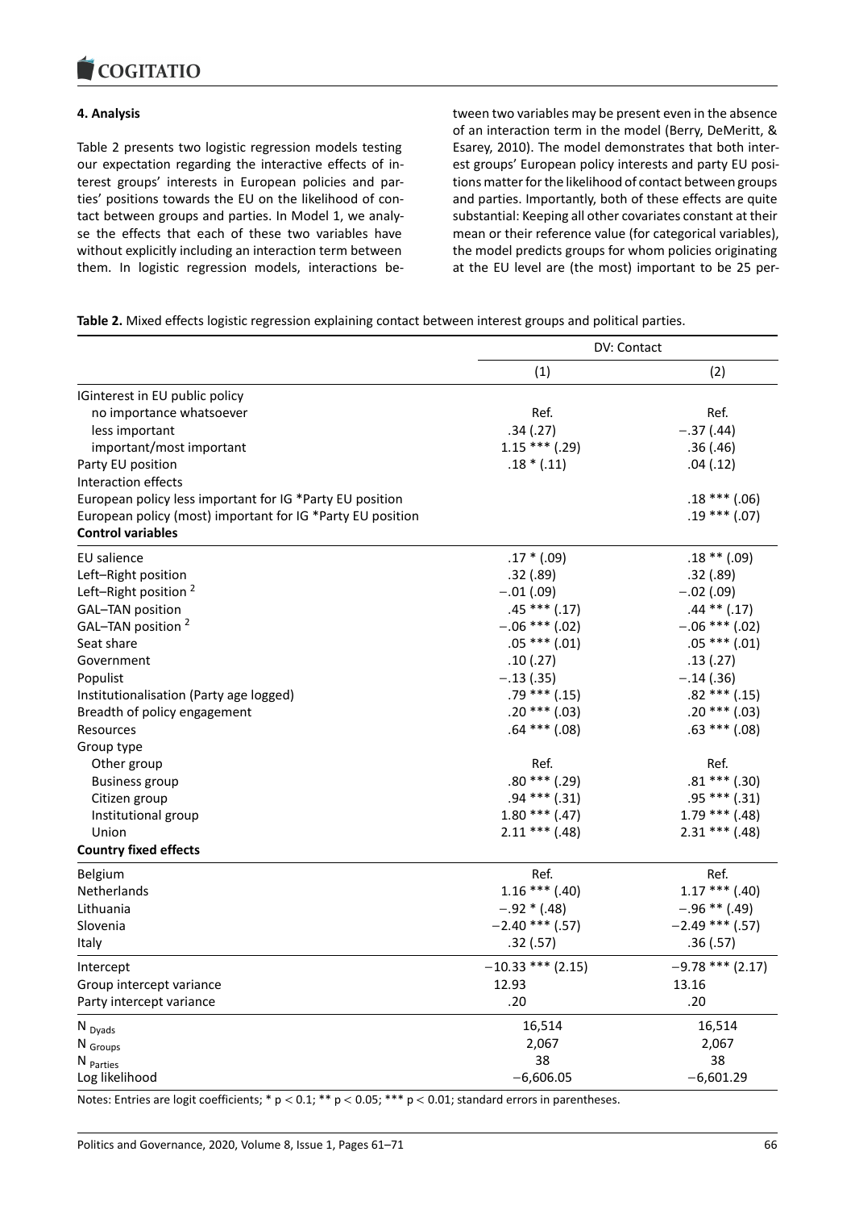## 4. Analysis

Table 2 presents two logistic regression models testing our expectation regarding the interactive effects of interest groups' interests in European policies and parties' positions towards the EU on the likelihood of contact between groups and parties. In Model 1, we analyse the effects that each of these two variables have without explicitly including an interaction term between them. In logistic regression models, interactions between two variables may be present even in the absence of an interaction term in the model (Berry, DeMeritt, & Esarey, 2010). The model demonstrates that both interest groups' European policy interests and party EU positions matter for the likelihood of contact between groups and parties. Importantly, both of these effects are quite substantial: Keeping all other covariates constant at their mean or their reference value (for categorical variables), the model predicts groups for whom policies originating at the EU level are (the most) important to be 25 per-

**Table 2.** Mixed effects logistic regression explaining contact between interest groups and political parties.

| | DV: Contact | |
|---|---|---|
| | (1) | (2) |
| IGinterest in EU public policy | | |
| no importance whatsoever | Ref. | Ref. |
| less important | .34 (.27) | −.37 (.44) |
| important/most important | 1.15 *** (.29) | .36 (.46) |
| Party EU position | .18 * (.11) | .04 (.12) |
| Interaction effects | | |
| European policy less important for IG *Party EU position | | .18 *** (.06) |
| European policy (most) important for IG *Party EU position | | .19 *** (.07) |
| **Control variables** | | |
| EU salience | .17 * (.09) | .18 ** (.09) |
| Left–Right position | .32 (.89) | .32 (.89) |
| Left–Right position $^2$ | −.01 (.09) | −.02 (.09) |
| GAL–TAN position | .45 *** (.17) | .44 ** (.17) |
| GAL–TAN position $^2$ | −.06 *** (.02) | −.06 *** (.02) |
| Seat share | .05 *** (.01) | .05 *** (.01) |
| Government | .10 (.27) | .13 (.27) |
| Populist | −.13 (.35) | −.14 (.36) |
| Institutionalisation (Party age logged) | .79 *** (.15) | .82 *** (.15) |
| Breadth of policy engagement | .20 *** (.03) | .20 *** (.03) |
| Resources | .64 *** (.08) | .63 *** (.08) |
| Group type | | |
| Other group | Ref. | Ref. |
| Business group | .80 *** (.29) | .81 *** (.30) |
| Citizen group | .94 *** (.31) | .95 *** (.31) |
| Institutional group | 1.80 *** (.47) | 1.79 *** (.48) |
| Union | 2.11 *** (.48) | 2.31 *** (.48) |
| **Country fixed effects** | | |
| Belgium | Ref. | Ref. |
| Netherlands | 1.16 *** (.40) | 1.17 *** (.40) |
| Lithuania | −.92 * (.48) | −.96 ** (.49) |
| Slovenia | −2.40 *** (.57) | −2.49 *** (.57) |
| Italy | .32 (.57) | .36 (.57) |
| Intercept | −10.33 *** (2.15) | −9.78 *** (2.17) |
| Group intercept variance | 12.93 | 13.16 |
| Party intercept variance | .20 | .20 |
| $N_{Dyads}$ | 16,514 | 16,514 |
| $N_{Groups}$ | 2,067 | 2,067 |
| $N_{Parties}$ | 38 | 38 |
| Log likelihood | −6,606.05 | −6,601.29 |

Notes: Entries are logit coefficients; * $p < 0.1$; ** $p < 0.05$; *** $p < 0.01$; standard errors in parentheses.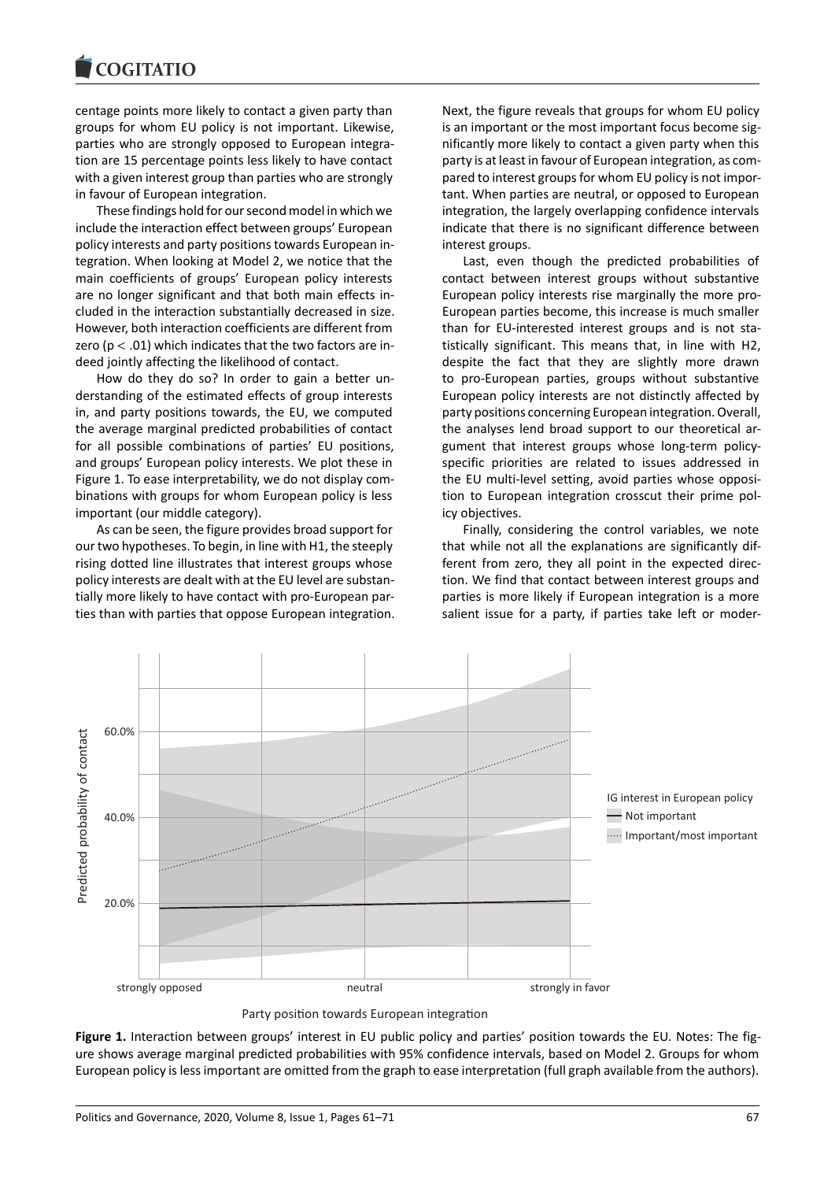centage points more likely to contact a given party than groups for whom EU policy is not important. Likewise, parties who are strongly opposed to European integration are 15 percentage points less likely to have contact with a given interest group than parties who are strongly in favour of European integration.

These findings hold for our second model in which we include the interaction effect between groups' European policy interests and party positions towards European integration. When looking at Model 2, we notice that the main coefficients of groups' European policy interests are no longer significant and that both main effects included in the interaction substantially decreased in size. However, both interaction coefficients are different from zero ($p < .01$) which indicates that the two factors are indeed jointly affecting the likelihood of contact.

How do they do so? In order to gain a better understanding of the estimated effects of group interests in, and party positions towards, the EU, we computed the average marginal predicted probabilities of contact for all possible combinations of parties' EU positions, and groups' European policy interests. We plot these in Figure 1. To ease interpretability, we do not display combinations with groups for whom European policy is less important (our middle category).

As can be seen, the figure provides broad support for our two hypotheses. To begin, in line with H1, the steeply rising dotted line illustrates that interest groups whose policy interests are dealt with at the EU level are substantially more likely to have contact with pro-European parties than with parties that oppose European integration. Next, the figure reveals that groups for whom EU policy is an important or the most important focus become significantly more likely to contact a given party when this party is at least in favour of European integration, as compared to interest groups for whom EU policy is not important. When parties are neutral, or opposed to European integration, the largely overlapping confidence intervals indicate that there is no significant difference between interest groups.

Last, even though the predicted probabilities of contact between interest groups without substantive European policy interests rise marginally the more pro-European parties become, this increase is much smaller than for EU-interested interest groups and is not statistically significant. This means that, in line with H2, despite the fact that they are slightly more drawn to pro-European parties, groups without substantive European policy interests are not distinctly affected by party positions concerning European integration. Overall, the analyses lend broad support to our theoretical argument that interest groups whose long-term policy-specific priorities are related to issues addressed in the EU multi-level setting, avoid parties whose opposition to European integration crosscut their prime policy objectives.

Finally, considering the control variables, we note that while not all the explanations are significantly different from zero, they all point in the expected direction. We find that contact between interest groups and parties is more likely if European integration is a more salient issue for a party, if parties take left or moder-

**Figure 1.** Interaction between groups' interest in EU public policy and parties' position towards the EU. Notes: The figure shows average marginal predicted probabilities with 95% confidence intervals, based on Model 2. Groups for whom European policy is less important are omitted from the graph to ease interpretation (full graph available from the authors).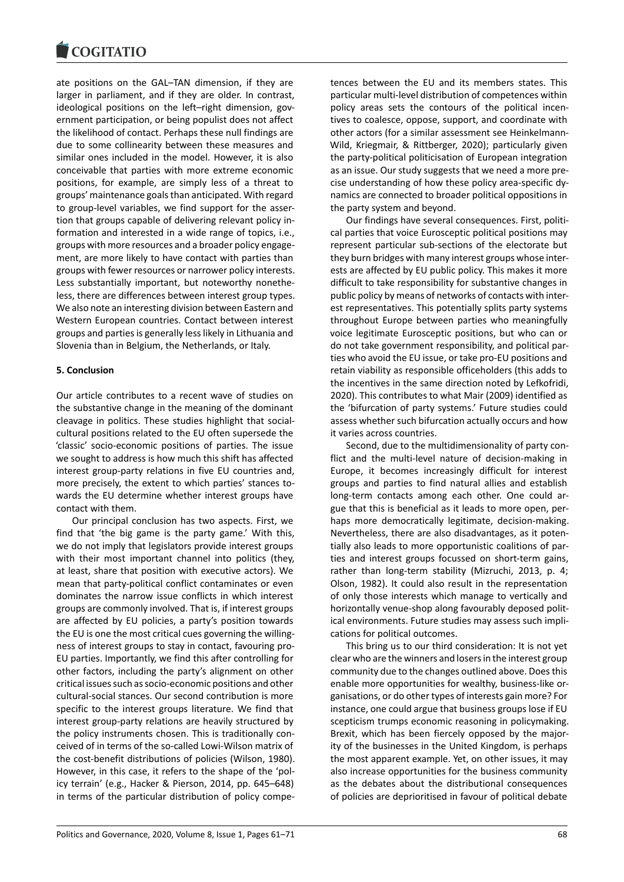ate positions on the GAL–TAN dimension, if they are larger in parliament, and if they are older. In contrast, ideological positions on the left–right dimension, government participation, or being populist does not affect the likelihood of contact. Perhaps these null findings are due to some collinearity between these measures and similar ones included in the model. However, it is also conceivable that parties with more extreme economic positions, for example, are simply less of a threat to groups' maintenance goals than anticipated. With regard to group-level variables, we find support for the assertion that groups capable of delivering relevant policy information and interested in a wide range of topics, i.e., groups with more resources and a broader policy engagement, are more likely to have contact with parties than groups with fewer resources or narrower policy interests. Less substantially important, but noteworthy nonetheless, there are differences between interest group types. We also note an interesting division between Eastern and Western European countries. Contact between interest groups and parties is generally less likely in Lithuania and Slovenia than in Belgium, the Netherlands, or Italy.

## 5. Conclusion

Our article contributes to a recent wave of studies on the substantive change in the meaning of the dominant cleavage in politics. These studies highlight that social-cultural positions related to the EU often supersede the 'classic' socio-economic positions of parties. The issue we sought to address is how much this shift has affected interest group-party relations in five EU countries and, more precisely, the extent to which parties' stances towards the EU determine whether interest groups have contact with them.

Our principal conclusion has two aspects. First, we find that 'the big game is the party game.' With this, we do not imply that legislators provide interest groups with their most important channel into politics (they, at least, share that position with executive actors). We mean that party-political conflict contaminates or even dominates the narrow issue conflicts in which interest groups are commonly involved. That is, if interest groups are affected by EU policies, a party's position towards the EU is one the most critical cues governing the willingness of interest groups to stay in contact, favouring pro-EU parties. Importantly, we find this after controlling for other factors, including the party's alignment on other critical issues such as socio-economic positions and other cultural-social stances. Our second contribution is more specific to the interest groups literature. We find that interest group-party relations are heavily structured by the policy instruments chosen. This is traditionally conceived of in terms of the so-called Lowi-Wilson matrix of the cost-benefit distributions of policies (Wilson, 1980). However, in this case, it refers to the shape of the 'policy terrain' (e.g., Hacker & Pierson, 2014, pp. 645–648) in terms of the particular distribution of policy competences between the EU and its members states. This particular multi-level distribution of competences within policy areas sets the contours of the political incentives to coalesce, oppose, support, and coordinate with other actors (for a similar assessment see Heinkelmann-Wild, Kriegmair, & Rittberger, 2020); particularly given the party-political politicisation of European integration as an issue. Our study suggests that we need a more precise understanding of how these policy area-specific dynamics are connected to broader political oppositions in the party system and beyond.

Our findings have several consequences. First, political parties that voice Eurosceptic political positions may represent particular sub-sections of the electorate but they burn bridges with many interest groups whose interests are affected by EU public policy. This makes it more difficult to take responsibility for substantive changes in public policy by means of networks of contacts with interest representatives. This potentially splits party systems throughout Europe between parties who meaningfully voice legitimate Eurosceptic positions, but who can or do not take government responsibility, and political parties who avoid the EU issue, or take pro-EU positions and retain viability as responsible officeholders (this adds to the incentives in the same direction noted by Lefkofridi, 2020). This contributes to what Mair (2009) identified as the 'bifurcation of party systems.' Future studies could assess whether such bifurcation actually occurs and how it varies across countries.

Second, due to the multidimensionality of party conflict and the multi-level nature of decision-making in Europe, it becomes increasingly difficult for interest groups and parties to find natural allies and establish long-term contacts among each other. One could argue that this is beneficial as it leads to more open, perhaps more democratically legitimate, decision-making. Nevertheless, there are also disadvantages, as it potentially also leads to more opportunistic coalitions of parties and interest groups focussed on short-term gains, rather than long-term stability (Mizruchi, 2013, p. 4; Olson, 1982). It could also result in the representation of only those interests which manage to vertically and horizontally venue-shop along favourably deposed political environments. Future studies may assess such implications for political outcomes.

This bring us to our third consideration: It is not yet clear who are the winners and losers in the interest group community due to the changes outlined above. Does this enable more opportunities for wealthy, business-like organisations, or do other types of interests gain more? For instance, one could argue that business groups lose if EU scepticism trumps economic reasoning in policymaking. Brexit, which has been fiercely opposed by the majority of the businesses in the United Kingdom, is perhaps the most apparent example. Yet, on other issues, it may also increase opportunities for the business community as the debates about the distributional consequences of policies are deprioritised in favour of political debate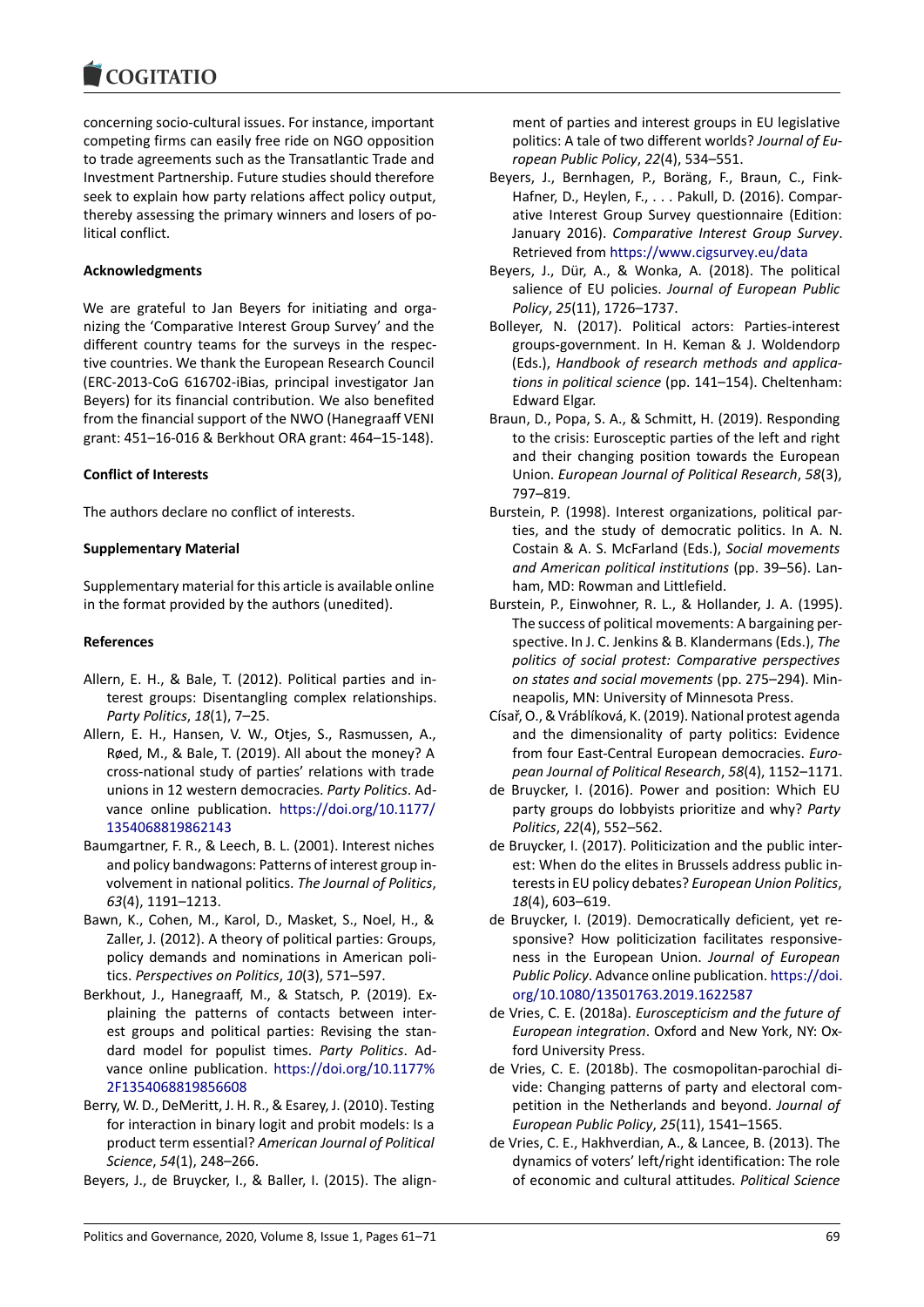concerning socio-cultural issues. For instance, important competing firms can easily free ride on NGO opposition to trade agreements such as the Transatlantic Trade and Investment Partnership. Future studies should therefore seek to explain how party relations affect policy output, thereby assessing the primary winners and losers of political conflict.

**Acknowledgments**

We are grateful to Jan Beyers for initiating and organizing the 'Comparative Interest Group Survey' and the different country teams for the surveys in the respective countries. We thank the European Research Council (ERC-2013-CoG 616702-iBias, principal investigator Jan Beyers) for its financial contribution. We also benefited from the financial support of the NWO (Hanegraaff VENI grant: 451–16-016 & Berkhout ORA grant: 464–15-148).

**Conflict of Interests**

The authors declare no conflict of interests.

**Supplementary Material**

Supplementary material for this article is available online in the format provided by the authors (unedited).

**References**

Allern, E. H., & Bale, T. (2012). Political parties and interest groups: Disentangling complex relationships. *Party Politics*, *18*(1), 7–25.

Allern, E. H., Hansen, V. W., Otjes, S., Rasmussen, A., Røed, M., & Bale, T. (2019). All about the money? A cross-national study of parties' relations with trade unions in 12 western democracies. *Party Politics*. Advance online publication. https://doi.org/10.1177/1354068819862143

Baumgartner, F. R., & Leech, B. L. (2001). Interest niches and policy bandwagons: Patterns of interest group involvement in national politics. *The Journal of Politics*, *63*(4), 1191–1213.

Bawn, K., Cohen, M., Karol, D., Masket, S., Noel, H., & Zaller, J. (2012). A theory of political parties: Groups, policy demands and nominations in American politics. *Perspectives on Politics*, *10*(3), 571–597.

Berkhout, J., Hanegraaff, M., & Statsch, P. (2019). Explaining the patterns of contacts between interest groups and political parties: Revising the standard model for populist times. *Party Politics*. Advance online publication. https://doi.org/10.1177%2F1354068819856608

Berry, W. D., DeMeritt, J. H. R., & Esarey, J. (2010). Testing for interaction in binary logit and probit models: Is a product term essential? *American Journal of Political Science*, *54*(1), 248–266.

Beyers, J., de Bruycker, I., & Baller, I. (2015). The alignment of parties and interest groups in EU legislative politics: A tale of two different worlds? *Journal of European Public Policy*, *22*(4), 534–551.

Beyers, J., Bernhagen, P., Boräng, F., Braun, C., Fink-Hafner, D., Heylen, F., . . . Pakull, D. (2016). Comparative Interest Group Survey questionnaire (Edition: January 2016). *Comparative Interest Group Survey*. Retrieved from https://www.cigsurvey.eu/data

Beyers, J., Dür, A., & Wonka, A. (2018). The political salience of EU policies. *Journal of European Public Policy*, *25*(11), 1726–1737.

Bolleyer, N. (2017). Political actors: Parties-interest groups-government. In H. Keman & J. Woldendorp (Eds.), *Handbook of research methods and applications in political science* (pp. 141–154). Cheltenham: Edward Elgar.

Braun, D., Popa, S. A., & Schmitt, H. (2019). Responding to the crisis: Eurosceptic parties of the left and right and their changing position towards the European Union. *European Journal of Political Research*, *58*(3), 797–819.

Burstein, P. (1998). Interest organizations, political parties, and the study of democratic politics. In A. N. Costain & A. S. McFarland (Eds.), *Social movements and American political institutions* (pp. 39–56). Lanham, MD: Rowman and Littlefield.

Burstein, P., Einwohner, R. L., & Hollander, J. A. (1995). The success of political movements: A bargaining perspective. In J. C. Jenkins & B. Klandermans (Eds.), *The politics of social protest: Comparative perspectives on states and social movements* (pp. 275–294). Minneapolis, MN: University of Minnesota Press.

Císař, O., & Vráblíková, K. (2019). National protest agenda and the dimensionality of party politics: Evidence from four East-Central European democracies. *European Journal of Political Research*, *58*(4), 1152–1171.

de Bruycker, I. (2016). Power and position: Which EU party groups do lobbyists prioritize and why? *Party Politics*, *22*(4), 552–562.

de Bruycker, I. (2017). Politicization and the public interest: When do the elites in Brussels address public interests in EU policy debates? *European Union Politics*, *18*(4), 603–619.

de Bruycker, I. (2019). Democratically deficient, yet responsive? How politicization facilitates responsiveness in the European Union. *Journal of European Public Policy*. Advance online publication. https://doi.org/10.1080/13501763.2019.1622587

de Vries, C. E. (2018a). *Euroscepticism and the future of European integration*. Oxford and New York, NY: Oxford University Press.

de Vries, C. E. (2018b). The cosmopolitan-parochial divide: Changing patterns of party and electoral competition in the Netherlands and beyond. *Journal of European Public Policy*, *25*(11), 1541–1565.

de Vries, C. E., Hakhverdian, A., & Lancee, B. (2013). The dynamics of voters' left/right identification: The role of economic and cultural attitudes. *Political Science*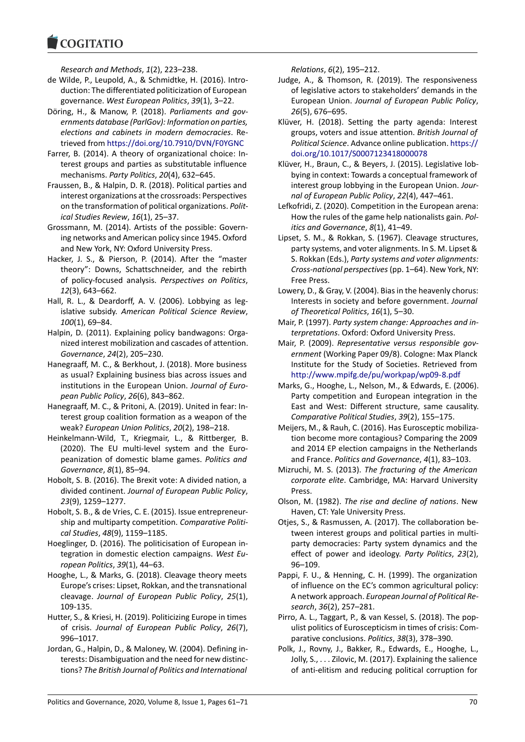*Research and Methods*, *1*(2), 223–238.

de Wilde, P., Leupold, A., & Schmidtke, H. (2016). Introduction: The differentiated politicization of European governance. *West European Politics*, *39*(1), 3–22.

Döring, H., & Manow, P. (2018). *Parliaments and governments database (ParlGov): Information on parties, elections and cabinets in modern democracies*. Retrieved from https://doi.org/10.7910/DVN/F0YGNC

Farrer, B. (2014). A theory of organizational choice: Interest groups and parties as substitutable influence mechanisms. *Party Politics*, *20*(4), 632–645.

Fraussen, B., & Halpin, D. R. (2018). Political parties and interest organizations at the crossroads: Perspectives on the transformation of political organizations. *Political Studies Review*, *16*(1), 25–37.

Grossmann, M. (2014). Artists of the possible: Governing networks and American policy since 1945. Oxford and New York, NY: Oxford University Press.

Hacker, J. S., & Pierson, P. (2014). After the "master theory": Downs, Schattschneider, and the rebirth of policy-focused analysis. *Perspectives on Politics*, *12*(3), 643–662.

Hall, R. L., & Deardorff, A. V. (2006). Lobbying as legislative subsidy. *American Political Science Review*, *100*(1), 69–84.

Halpin, D. (2011). Explaining policy bandwagons: Organized interest mobilization and cascades of attention. *Governance*, *24*(2), 205–230.

Hanegraaff, M. C., & Berkhout, J. (2018). More business as usual? Explaining business bias across issues and institutions in the European Union. *Journal of European Public Policy*, *26*(6), 843–862.

Hanegraaff, M. C., & Pritoni, A. (2019). United in fear: Interest group coalition formation as a weapon of the weak? *European Union Politics*, *20*(2), 198–218.

Heinkelmann-Wild, T., Kriegmair, L., & Rittberger, B. (2020). The EU multi-level system and the Europeanization of domestic blame games. *Politics and Governance*, *8*(1), 85–94.

Hobolt, S. B. (2016). The Brexit vote: A divided nation, a divided continent. *Journal of European Public Policy*, *23*(9), 1259–1277.

Hobolt, S. B., & de Vries, C. E. (2015). Issue entrepreneurship and multiparty competition. *Comparative Political Studies*, *48*(9), 1159–1185.

Hoeglinger, D. (2016). The politicisation of European integration in domestic election campaigns. *West European Politics*, *39*(1), 44–63.

Hooghe, L., & Marks, G. (2018). Cleavage theory meets Europe's crises: Lipset, Rokkan, and the transnational cleavage. *Journal of European Public Policy*, *25*(1), 109-135.

Hutter, S., & Kriesi, H. (2019). Politicizing Europe in times of crisis. *Journal of European Public Policy*, *26*(7), 996–1017.

Jordan, G., Halpin, D., & Maloney, W. (2004). Defining interests: Disambiguation and the need for new distinctions? *The British Journal of Politics and International Relations*, *6*(2), 195–212.

Judge, A., & Thomson, R. (2019). The responsiveness of legislative actors to stakeholders' demands in the European Union. *Journal of European Public Policy*, *26*(5), 676–695.

Klüver, H. (2018). Setting the party agenda: Interest groups, voters and issue attention. *British Journal of Political Science*. Advance online publication. https://doi.org/10.1017/S0007123418000078

Klüver, H., Braun, C., & Beyers, J. (2015). Legislative lobbying in context: Towards a conceptual framework of interest group lobbying in the European Union. *Journal of European Public Policy*, *22*(4), 447–461.

Lefkofridi, Z. (2020). Competition in the European arena: How the rules of the game help nationalists gain. *Politics and Governance*, *8*(1), 41–49.

Lipset, S. M., & Rokkan, S. (1967). Cleavage structures, party systems, and voter alignments. In S. M. Lipset & S. Rokkan (Eds.), *Party systems and voter alignments: Cross-national perspectives* (pp. 1–64). New York, NY: Free Press.

Lowery, D., & Gray, V. (2004). Bias in the heavenly chorus: Interests in society and before government. *Journal of Theoretical Politics*, *16*(1), 5–30.

Mair, P. (1997). *Party system change: Approaches and interpretations*. Oxford: Oxford University Press.

Mair, P. (2009). *Representative versus responsible government* (Working Paper 09/8). Cologne: Max Planck Institute for the Study of Societies. Retrieved from http://www.mpifg.de/pu/workpap/wp09-8.pdf

Marks, G., Hooghe, L., Nelson, M., & Edwards, E. (2006). Party competition and European integration in the East and West: Different structure, same causality. *Comparative Political Studies*, *39*(2), 155–175.

Meijers, M., & Rauh, C. (2016). Has Eurosceptic mobilization become more contagious? Comparing the 2009 and 2014 EP election campaigns in the Netherlands and France. *Politics and Governance*, *4*(1), 83–103.

Mizruchi, M. S. (2013). *The fracturing of the American corporate elite*. Cambridge, MA: Harvard University Press.

Olson, M. (1982). *The rise and decline of nations*. New Haven, CT: Yale University Press.

Otjes, S., & Rasmussen, A. (2017). The collaboration between interest groups and political parties in multiparty democracies: Party system dynamics and the effect of power and ideology. *Party Politics*, *23*(2), 96–109.

Pappi, F. U., & Henning, C. H. (1999). The organization of influence on the EC's common agricultural policy: A network approach. *European Journal of Political Research*, *36*(2), 257–281.

Pirro, A. L., Taggart, P., & van Kessel, S. (2018). The populist politics of Euroscepticism in times of crisis: Comparative conclusions. *Politics*, *38*(3), 378–390.

Polk, J., Rovny, J., Bakker, R., Edwards, E., Hooghe, L., Jolly, S., . . . Zilovic, M. (2017). Explaining the salience of anti-elitism and reducing political corruption for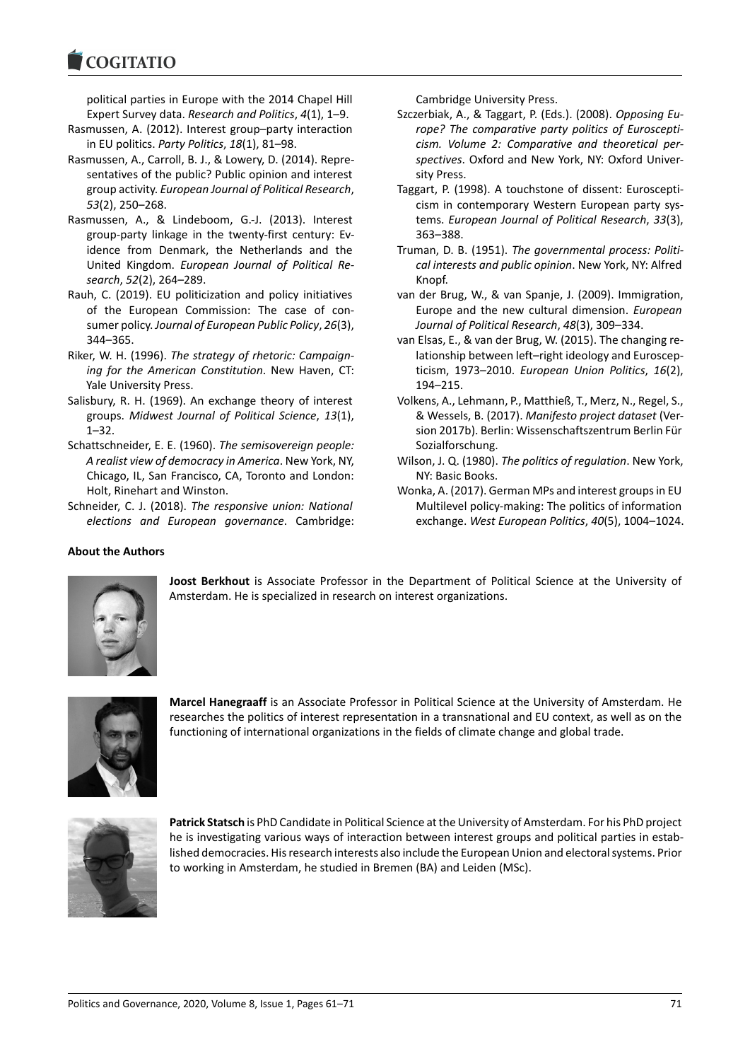political parties in Europe with the 2014 Chapel Hill Expert Survey data. *Research and Politics*, *4*(1), 1–9.

Rasmussen, A. (2012). Interest group–party interaction in EU politics. *Party Politics*, *18*(1), 81–98.

Rasmussen, A., Carroll, B. J., & Lowery, D. (2014). Representatives of the public? Public opinion and interest group activity. *European Journal of Political Research*, *53*(2), 250–268.

Rasmussen, A., & Lindeboom, G.-J. (2013). Interest group-party linkage in the twenty-first century: Evidence from Denmark, the Netherlands and the United Kingdom. *European Journal of Political Research*, *52*(2), 264–289.

Rauh, C. (2019). EU politicization and policy initiatives of the European Commission: The case of consumer policy. *Journal of European Public Policy*, *26*(3), 344–365.

Riker, W. H. (1996). *The strategy of rhetoric: Campaigning for the American Constitution*. New Haven, CT: Yale University Press.

Salisbury, R. H. (1969). An exchange theory of interest groups. *Midwest Journal of Political Science*, *13*(1), 1–32.

Schattschneider, E. E. (1960). *The semisovereign people: A realist view of democracy in America*. New York, NY, Chicago, IL, San Francisco, CA, Toronto and London: Holt, Rinehart and Winston.

Schneider, C. J. (2018). *The responsive union: National elections and European governance*. Cambridge: Cambridge University Press.

Szczerbiak, A., & Taggart, P. (Eds.). (2008). *Opposing Europe? The comparative party politics of Euroscepticism. Volume 2: Comparative and theoretical perspectives*. Oxford and New York, NY: Oxford University Press.

Taggart, P. (1998). A touchstone of dissent: Euroscepticism in contemporary Western European party systems. *European Journal of Political Research*, *33*(3), 363–388.

Truman, D. B. (1951). *The governmental process: Political interests and public opinion*. New York, NY: Alfred Knopf.

van der Brug, W., & van Spanje, J. (2009). Immigration, Europe and the new cultural dimension. *European Journal of Political Research*, *48*(3), 309–334.

van Elsas, E., & van der Brug, W. (2015). The changing relationship between left–right ideology and Euroscepticism, 1973–2010. *European Union Politics*, *16*(2), 194–215.

Volkens, A., Lehmann, P., Matthieß, T., Merz, N., Regel, S., & Wessels, B. (2017). *Manifesto project dataset* (Version 2017b). Berlin: Wissenschaftszentrum Berlin Für Sozialforschung.

Wilson, J. Q. (1980). *The politics of regulation*. New York, NY: Basic Books.

Wonka, A. (2017). German MPs and interest groups in EU Multilevel policy-making: The politics of information exchange. *West European Politics*, *40*(5), 1004–1024.

**About the Authors**

**Joost Berkhout** is Associate Professor in the Department of Political Science at the University of Amsterdam. He is specialized in research on interest organizations.

**Marcel Hanegraaff** is an Associate Professor in Political Science at the University of Amsterdam. He researches the politics of interest representation in a transnational and EU context, as well as on the functioning of international organizations in the fields of climate change and global trade.

**Patrick Statsch** is PhD Candidate in Political Science at the University of Amsterdam. For his PhD project he is investigating various ways of interaction between interest groups and political parties in established democracies. His research interests also include the European Union and electoral systems. Prior to working in Amsterdam, he studied in Bremen (BA) and Leiden (MSc).